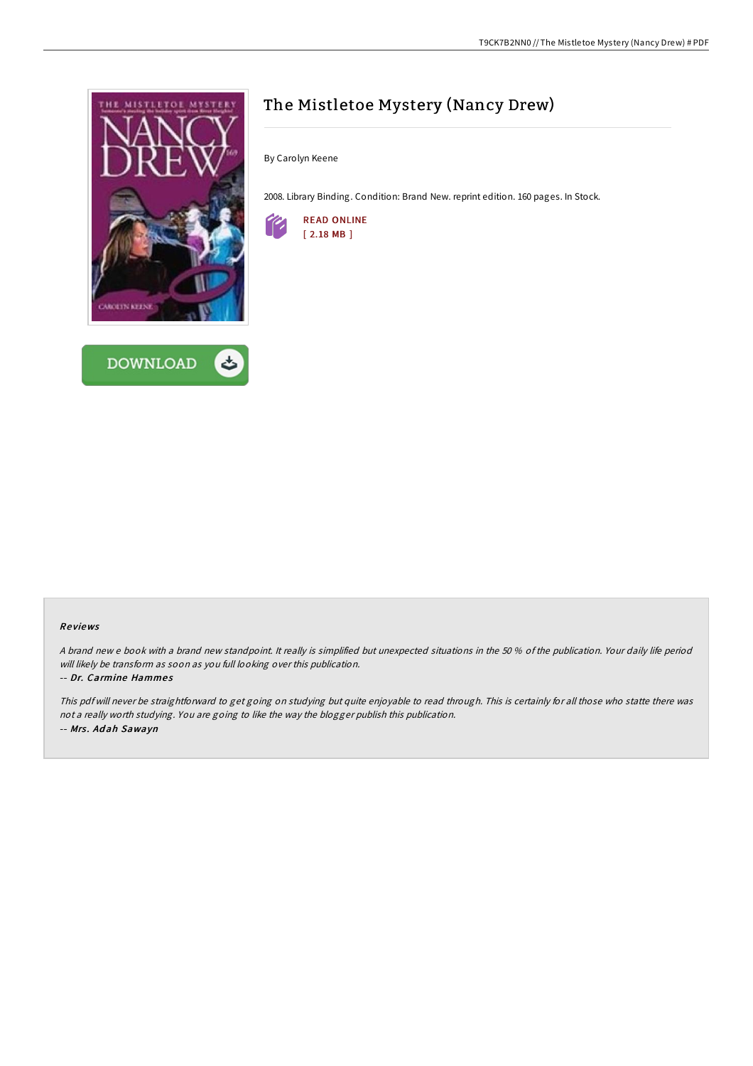# The Mistletoe Mystery (Nancy Drew)

By Carolyn Keene

2008. Library Binding. Condition: Brand New. reprint edition. 160 pages. In Stock.

READ ONLINE
[ 2.18 MB ]

DOWNLOAD

### Reviews

*A brand new e book with a brand new standpoint. It really is simplified but unexpected situations in the 50 % of the publication. Your daily life period will likely be transform as soon as you full looking over this publication.*

-- ***Dr. Carmine Hammes***

*This pdf will never be straightforward to get going on studying but quite enjoyable to read through. This is certainly for all those who statte there was not a really worth studying. You are going to like the way the blogger publish this publication.*

-- ***Mrs. Adah Sawayn***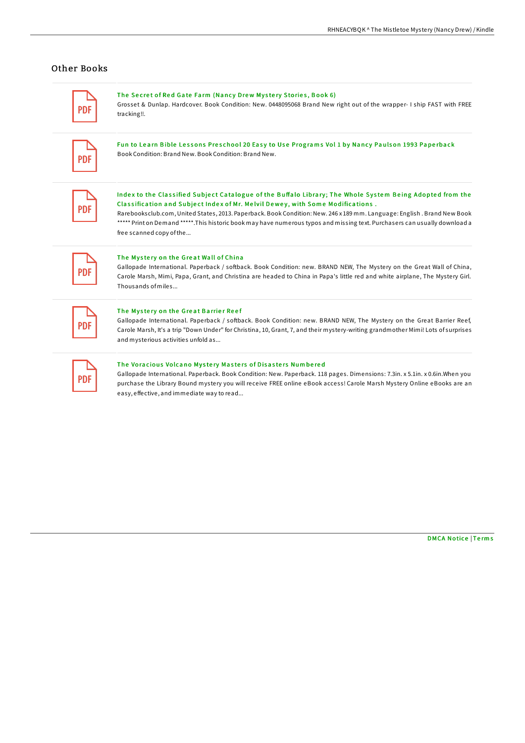## Other Books

PDF

**The Secret of Red Gate Farm (Nancy Drew Mystery Stories, Book 6)**

Grosset & Dunlap. Hardcover. Book Condition: New. 0448095068 Brand New right out of the wrapper- I ship FAST with FREE tracking!!.

PDF

**Fun to Learn Bible Lessons Preschool 20 Easy to Use Programs Vol 1 by Nancy Paulson 1993 Paperback**

Book Condition: Brand New. Book Condition: Brand New.

PDF

**Index to the Classified Subject Catalogue of the Buffalo Library; The Whole System Being Adopted from the Classification and Subject Index of Mr. Melvil Dewey, with Some Modifications .**

Rarebooksclub.com, United States, 2013. Paperback. Book Condition: New. 246 x 189 mm. Language: English . Brand New Book ***** Print on Demand *****.This historic book may have numerous typos and missing text. Purchasers can usually download a free scanned copy of the...

PDF

**The Mystery on the Great Wall of China**

Gallopade International. Paperback / softback. Book Condition: new. BRAND NEW, The Mystery on the Great Wall of China, Carole Marsh, Mimi, Papa, Grant, and Christina are headed to China in Papa's little red and white airplane, The Mystery Girl. Thousands of miles...

PDF

**The Mystery on the Great Barrier Reef**

Gallopade International. Paperback / softback. Book Condition: new. BRAND NEW, The Mystery on the Great Barrier Reef, Carole Marsh, It's a trip "Down Under" for Christina, 10, Grant, 7, and their mystery-writing grandmother Mimi! Lots of surprises and mysterious activities unfold as...

PDF

**The Voracious Volcano Mystery Masters of Disasters Numbered**

Gallopade International. Paperback. Book Condition: New. Paperback. 118 pages. Dimensions: 7.3in. x 5.1in. x 0.6in.When you purchase the Library Bound mystery you will receive FREE online eBook access! Carole Marsh Mystery Online eBooks are an easy, effective, and immediate way to read...